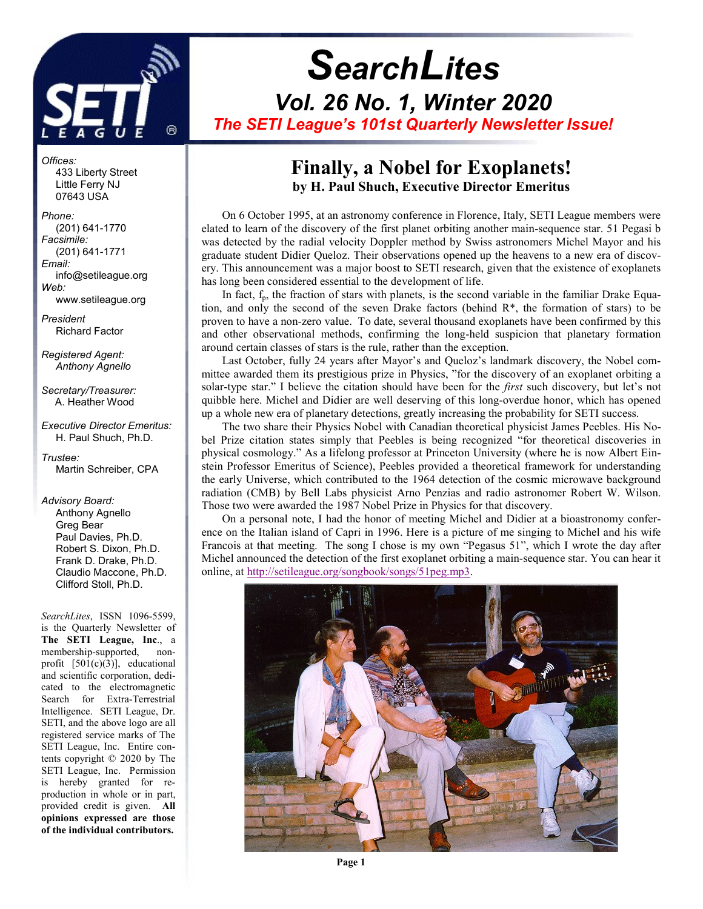# SearchLites

## Vol. 26 No. 1, Winter 2020

**The SETI League's 101st Quarterly Newsletter Issue!**

*Offices:*
433 Liberty Street
Little Ferry NJ
07643 USA

*Phone:*
(201) 641-1770
*Facsimile:*
(201) 641-1771
*Email:*
info@setileague.org
*Web:*
www.setileague.org

*President*
Richard Factor

*Registered Agent:*
*Anthony Agnello*

*Secretary/Treasurer:*
A. Heather Wood

*Executive Director Emeritus:*
H. Paul Shuch, Ph.D.

*Trustee:*
Martin Schreiber, CPA

*Advisory Board:*
Anthony Agnello
Greg Bear
Paul Davies, Ph.D.
Robert S. Dixon, Ph.D.
Frank D. Drake, Ph.D.
Claudio Maccone, Ph.D.
Clifford Stoll, Ph.D.

*SearchLites*, ISSN 1096-5599, is the Quarterly Newsletter of **The SETI League, Inc**., a membership-supported, non-profit [501(c)(3)], educational and scientific corporation, dedicated to the electromagnetic Search for Extra-Terrestrial Intelligence. SETI League, Dr. SETI, and the above logo are all registered service marks of The SETI League, Inc. Entire contents copyright © 2020 by The SETI League, Inc. Permission is hereby granted for reproduction in whole or in part, provided credit is given. **All opinions expressed are those of the individual contributors.**

## Finally, a Nobel for Exoplanets!

**by H. Paul Shuch, Executive Director Emeritus**

On 6 October 1995, at an astronomy conference in Florence, Italy, SETI League members were elated to learn of the discovery of the first planet orbiting another main-sequence star. 51 Pegasi b was detected by the radial velocity Doppler method by Swiss astronomers Michel Mayor and his graduate student Didier Queloz. Their observations opened up the heavens to a new era of discovery. This announcement was a major boost to SETI research, given that the existence of exoplanets has long been considered essential to the development of life.

In fact, $f_p$, the fraction of stars with planets, is the second variable in the familiar Drake Equation, and only the second of the seven Drake factors (behind R*, the formation of stars) to be proven to have a non-zero value. To date, several thousand exoplanets have been confirmed by this and other observational methods, confirming the long-held suspicion that planetary formation around certain classes of stars is the rule, rather than the exception.

Last October, fully 24 years after Mayor's and Queloz's landmark discovery, the Nobel committee awarded them its prestigious prize in Physics, "for the discovery of an exoplanet orbiting a solar-type star." I believe the citation should have been for the *first* such discovery, but let's not quibble here. Michel and Didier are well deserving of this long-overdue honor, which has opened up a whole new era of planetary detections, greatly increasing the probability for SETI success.

The two share their Physics Nobel with Canadian theoretical physicist James Peebles. His Nobel Prize citation states simply that Peebles is being recognized "for theoretical discoveries in physical cosmology." As a lifelong professor at Princeton University (where he is now Albert Einstein Professor Emeritus of Science), Peebles provided a theoretical framework for understanding the early Universe, which contributed to the 1964 detection of the cosmic microwave background radiation (CMB) by Bell Labs physicist Arno Penzias and radio astronomer Robert W. Wilson. Those two were awarded the 1987 Nobel Prize in Physics for that discovery.

On a personal note, I had the honor of meeting Michel and Didier at a bioastronomy conference on the Italian island of Capri in 1996. Here is a picture of me singing to Michel and his wife Francois at that meeting. The song I chose is my own "Pegasus 51", which I wrote the day after Michel announced the detection of the first exoplanet orbiting a main-sequence star. You can hear it online, at http://setileague.org/songbook/songs/51peg.mp3.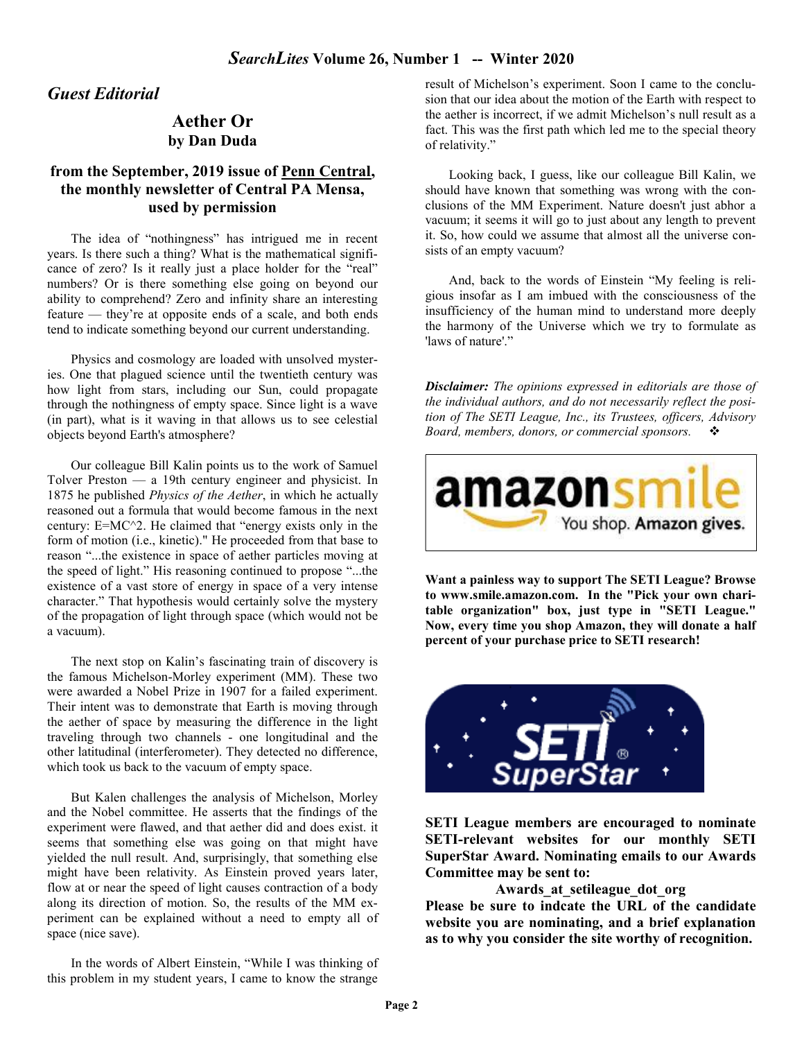## *Guest Editorial*

# Aether Or

**by Dan Duda**

### from the September, 2019 issue of Penn Central, the monthly newsletter of Central PA Mensa, used by permission

The idea of "nothingness" has intrigued me in recent years. Is there such a thing? What is the mathematical significance of zero? Is it really just a place holder for the "real" numbers? Or is there something else going on beyond our ability to comprehend? Zero and infinity share an interesting feature — they're at opposite ends of a scale, and both ends tend to indicate something beyond our current understanding.

Physics and cosmology are loaded with unsolved mysteries. One that plagued science until the twentieth century was how light from stars, including our Sun, could propagate through the nothingness of empty space. Since light is a wave (in part), what is it waving in that allows us to see celestial objects beyond Earth's atmosphere?

Our colleague Bill Kalin points us to the work of Samuel Tolver Preston — a 19th century engineer and physicist. In 1875 he published *Physics of the Aether*, in which he actually reasoned out a formula that would become famous in the next century: E=MC^2. He claimed that "energy exists only in the form of motion (i.e., kinetic)." He proceeded from that base to reason "...the existence in space of aether particles moving at the speed of light." His reasoning continued to propose "...the existence of a vast store of energy in space of a very intense character." That hypothesis would certainly solve the mystery of the propagation of light through space (which would not be a vacuum).

The next stop on Kalin's fascinating train of discovery is the famous Michelson-Morley experiment (MM). These two were awarded a Nobel Prize in 1907 for a failed experiment. Their intent was to demonstrate that Earth is moving through the aether of space by measuring the difference in the light traveling through two channels - one longitudinal and the other latitudinal (interferometer). They detected no difference, which took us back to the vacuum of empty space.

But Kalen challenges the analysis of Michelson, Morley and the Nobel committee. He asserts that the findings of the experiment were flawed, and that aether did and does exist. it seems that something else was going on that might have yielded the null result. And, surprisingly, that something else might have been relativity. As Einstein proved years later, flow at or near the speed of light causes contraction of a body along its direction of motion. So, the results of the MM experiment can be explained without a need to empty all of space (nice save).

In the words of Albert Einstein, "While I was thinking of this problem in my student years, I came to know the strange result of Michelson's experiment. Soon I came to the conclusion that our idea about the motion of the Earth with respect to the aether is incorrect, if we admit Michelson's null result as a fact. This was the first path which led me to the special theory of relativity."

Looking back, I guess, like our colleague Bill Kalin, we should have known that something was wrong with the conclusions of the MM Experiment. Nature doesn't just abhor a vacuum; it seems it will go to just about any length to prevent it. So, how could we assume that almost all the universe consists of an empty vacuum?

And, back to the words of Einstein "My feeling is religious insofar as I am imbued with the consciousness of the insufficiency of the human mind to understand more deeply the harmony of the Universe which we try to formulate as 'laws of nature'."

***Disclaimer:*** *The opinions expressed in editorials are those of the individual authors, and do not necessarily reflect the position of The SETI League, Inc., its Trustees, officers, Advisory Board, members, donors, or commercial sponsors.* ❖

amazonsmile — You shop. Amazon gives.

**Want a painless way to support The SETI League? Browse to www.smile.amazon.com. In the "Pick your own charitable organization" box, just type in "SETI League." Now, every time you shop Amazon, they will donate a half percent of your purchase price to SETI research!**

SETI SuperStar®

**SETI League members are encouraged to nominate SETI-relevant websites for our monthly SETI SuperStar Award. Nominating emails to our Awards Committee may be sent to:**

**Awards_at_setileague_dot_org**

**Please be sure to indcate the URL of the candidate website you are nominating, and a brief explanation as to why you consider the site worthy of recognition.**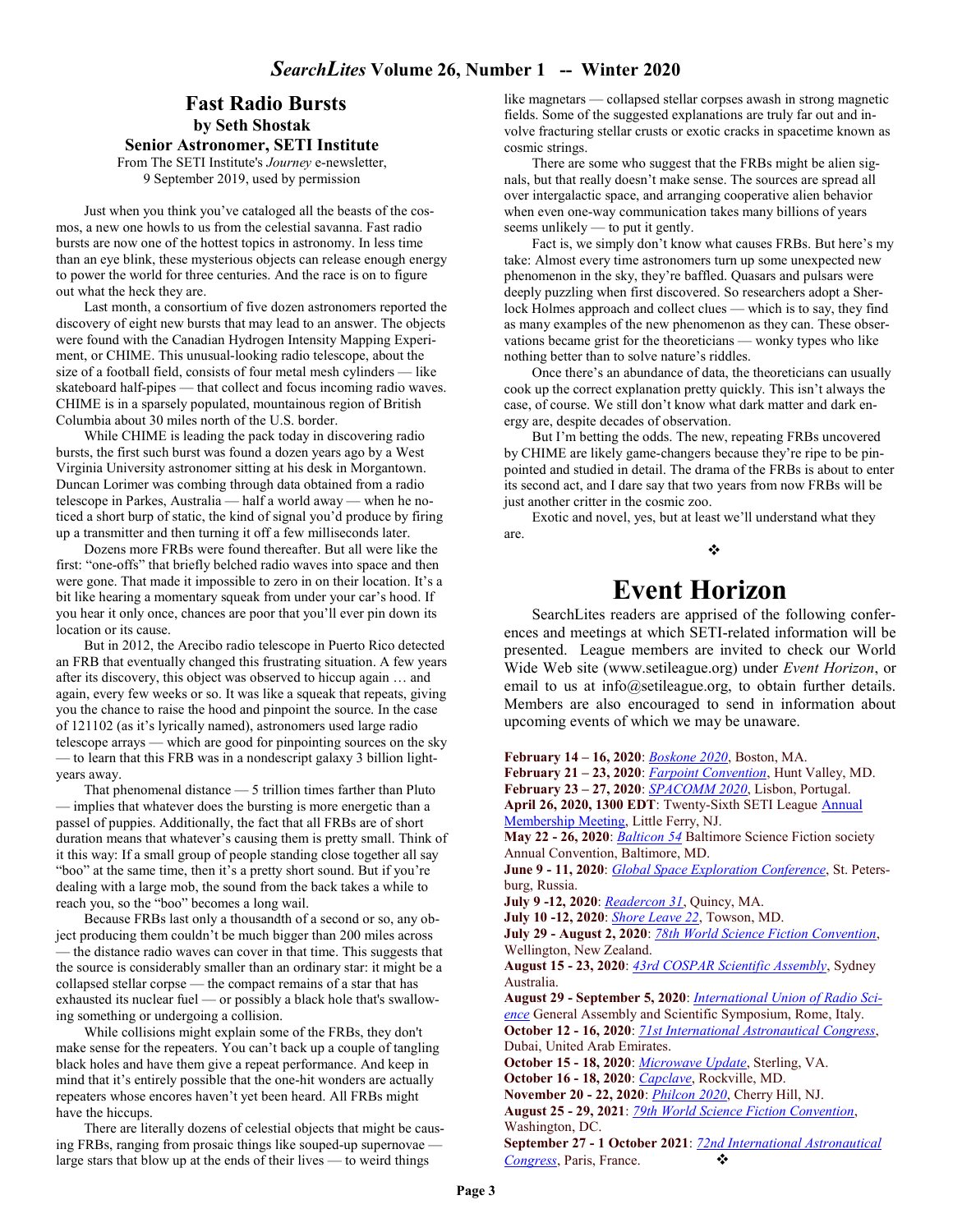## Fast Radio Bursts

**by Seth Shostak**

**Senior Astronomer, SETI Institute**

From The SETI Institute's *Journey* e-newsletter, 9 September 2019, used by permission

Just when you think you've cataloged all the beasts of the cosmos, a new one howls to us from the celestial savanna. Fast radio bursts are now one of the hottest topics in astronomy. In less time than an eye blink, these mysterious objects can release enough energy to power the world for three centuries. And the race is on to figure out what the heck they are.

Last month, a consortium of five dozen astronomers reported the discovery of eight new bursts that may lead to an answer. The objects were found with the Canadian Hydrogen Intensity Mapping Experiment, or CHIME. This unusual-looking radio telescope, about the size of a football field, consists of four metal mesh cylinders — like skateboard half-pipes — that collect and focus incoming radio waves. CHIME is in a sparsely populated, mountainous region of British Columbia about 30 miles north of the U.S. border.

While CHIME is leading the pack today in discovering radio bursts, the first such burst was found a dozen years ago by a West Virginia University astronomer sitting at his desk in Morgantown. Duncan Lorimer was combing through data obtained from a radio telescope in Parkes, Australia — half a world away — when he noticed a short burp of static, the kind of signal you'd produce by firing up a transmitter and then turning it off a few milliseconds later.

Dozens more FRBs were found thereafter. But all were like the first: "one-offs" that briefly belched radio waves into space and then were gone. That made it impossible to zero in on their location. It's a bit like hearing a momentary squeak from under your car's hood. If you hear it only once, chances are poor that you'll ever pin down its location or its cause.

But in 2012, the Arecibo radio telescope in Puerto Rico detected an FRB that eventually changed this frustrating situation. A few years after its discovery, this object was observed to hiccup again … and again, every few weeks or so. It was like a squeak that repeats, giving you the chance to raise the hood and pinpoint the source. In the case of 121102 (as it's lyrically named), astronomers used large radio telescope arrays — which are good for pinpointing sources on the sky — to learn that this FRB was in a nondescript galaxy 3 billion light-years away.

That phenomenal distance — 5 trillion times farther than Pluto — implies that whatever does the bursting is more energetic than a passel of puppies. Additionally, the fact that all FRBs are of short duration means that whatever's causing them is pretty small. Think of it this way: If a small group of people standing close together all say "boo" at the same time, then it's a pretty short sound. But if you're dealing with a large mob, the sound from the back takes a while to reach you, so the "boo" becomes a long wail.

Because FRBs last only a thousandth of a second or so, any object producing them couldn't be much bigger than 200 miles across — the distance radio waves can cover in that time. This suggests that the source is considerably smaller than an ordinary star: it might be a collapsed stellar corpse — the compact remains of a star that has exhausted its nuclear fuel — or possibly a black hole that's swallowing something or undergoing a collision.

While collisions might explain some of the FRBs, they don't make sense for the repeaters. You can't back up a couple of tangling black holes and have them give a repeat performance. And keep in mind that it's entirely possible that the one-hit wonders are actually repeaters whose encores haven't yet been heard. All FRBs might have the hiccups.

There are literally dozens of celestial objects that might be causing FRBs, ranging from prosaic things like souped-up supernovae — large stars that blow up at the ends of their lives — to weird things like magnetars — collapsed stellar corpses awash in strong magnetic fields. Some of the suggested explanations are truly far out and involve fracturing stellar crusts or exotic cracks in spacetime known as cosmic strings.

There are some who suggest that the FRBs might be alien signals, but that really doesn't make sense. The sources are spread all over intergalactic space, and arranging cooperative alien behavior when even one-way communication takes many billions of years seems unlikely — to put it gently.

Fact is, we simply don't know what causes FRBs. But here's my take: Almost every time astronomers turn up some unexpected new phenomenon in the sky, they're baffled. Quasars and pulsars were deeply puzzling when first discovered. So researchers adopt a Sherlock Holmes approach and collect clues — which is to say, they find as many examples of the new phenomenon as they can. These observations became grist for the theoreticians — wonky types who like nothing better than to solve nature's riddles.

Once there's an abundance of data, the theoreticians can usually cook up the correct explanation pretty quickly. This isn't always the case, of course. We still don't know what dark matter and dark energy are, despite decades of observation.

But I'm betting the odds. The new, repeating FRBs uncovered by CHIME are likely game-changers because they're ripe to be pinpointed and studied in detail. The drama of the FRBs is about to enter its second act, and I dare say that two years from now FRBs will be just another critter in the cosmic zoo.

Exotic and novel, yes, but at least we'll understand what they are.

❖

# Event Horizon

SearchLites readers are apprised of the following conferences and meetings at which SETI-related information will be presented. League members are invited to check our World Wide Web site (www.setileague.org) under *Event Horizon*, or email to us at info@setileague.org, to obtain further details. Members are also encouraged to send in information about upcoming events of which we may be unaware.

**February 14 – 16, 2020**: *Boskone 2020*, Boston, MA.
**February 21 – 23, 2020**: *Farpoint Convention*, Hunt Valley, MD.
**February 23 – 27, 2020**: *SPACOMM 2020*, Lisbon, Portugal.
**April 26, 2020, 1300 EDT**: Twenty-Sixth SETI League Annual Membership Meeting, Little Ferry, NJ.
**May 22 - 26, 2020**: *Balticon 54* Baltimore Science Fiction society Annual Convention, Baltimore, MD.
**June 9 -11, 2020**: *Global Space Exploration Conference*, St. Petersburg, Russia.
**July 9 -12, 2020**: *Readercon 31*, Quincy, MA.
**July 10 -12, 2020**: *Shore Leave 22*, Towson, MD.
**July 29 - August 2, 2020**: *78th World Science Fiction Convention*, Wellington, New Zealand.
**August 15 - 23, 2020**: *43rd COSPAR Scientific Assembly*, Sydney Australia.
**August 29 - September 5, 2020**: *International Union of Radio Science* General Assembly and Scientific Symposium, Rome, Italy.
**October 12 - 16, 2020**: *71st International Astronautical Congress*, Dubai, United Arab Emirates.
**October 15 - 18, 2020**: *Microwave Update*, Sterling, VA.
**October 16 - 18, 2020**: *Capclave*, Rockville, MD.
**November 20 - 22, 2020**: *Philcon 2020*, Cherry Hill, NJ.
**August 25 - 29, 2021**: *79th World Science Fiction Convention*, Washington, DC.
**September 27 - 1 October 2021**: *72nd International Astronautical Congress*, Paris, France. ❖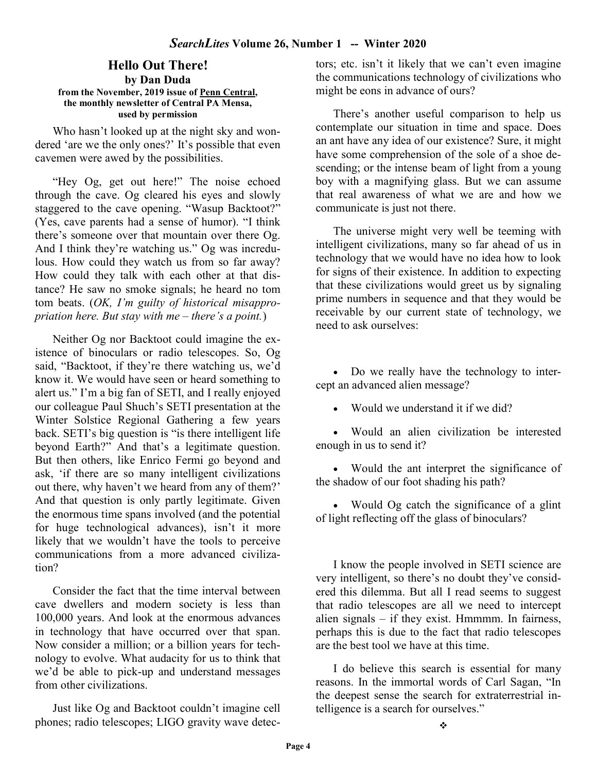## Hello Out There!

**by Dan Duda**

**from the November, 2019 issue of Penn Central, the monthly newsletter of Central PA Mensa, used by permission**

Who hasn't looked up at the night sky and wondered 'are we the only ones?' It's possible that even cavemen were awed by the possibilities.

"Hey Og, get out here!" The noise echoed through the cave. Og cleared his eyes and slowly staggered to the cave opening. "Wasup Backtoot?" (Yes, cave parents had a sense of humor). "I think there's someone over that mountain over there Og. And I think they're watching us." Og was incredulous. How could they watch us from so far away? How could they talk with each other at that distance? He saw no smoke signals; he heard no tom tom beats. (*OK, I'm guilty of historical misappropriation here. But stay with me – there's a point.*)

Neither Og nor Backtoot could imagine the existence of binoculars or radio telescopes. So, Og said, "Backtoot, if they're there watching us, we'd know it. We would have seen or heard something to alert us." I'm a big fan of SETI, and I really enjoyed our colleague Paul Shuch's SETI presentation at the Winter Solstice Regional Gathering a few years back. SETI's big question is "is there intelligent life beyond Earth?" And that's a legitimate question. But then others, like Enrico Fermi go beyond and ask, 'if there are so many intelligent civilizations out there, why haven't we heard from any of them?' And that question is only partly legitimate. Given the enormous time spans involved (and the potential for huge technological advances), isn't it more likely that we wouldn't have the tools to perceive communications from a more advanced civilization?

Consider the fact that the time interval between cave dwellers and modern society is less than 100,000 years. And look at the enormous advances in technology that have occurred over that span. Now consider a million; or a billion years for technology to evolve. What audacity for us to think that we'd be able to pick-up and understand messages from other civilizations.

Just like Og and Backtoot couldn't imagine cell phones; radio telescopes; LIGO gravity wave detectors; etc. isn't it likely that we can't even imagine the communications technology of civilizations who might be eons in advance of ours?

There's another useful comparison to help us contemplate our situation in time and space. Does an ant have any idea of our existence? Sure, it might have some comprehension of the sole of a shoe descending; or the intense beam of light from a young boy with a magnifying glass. But we can assume that real awareness of what we are and how we communicate is just not there.

The universe might very well be teeming with intelligent civilizations, many so far ahead of us in technology that we would have no idea how to look for signs of their existence. In addition to expecting that these civilizations would greet us by signaling prime numbers in sequence and that they would be receivable by our current state of technology, we need to ask ourselves:

- Do we really have the technology to intercept an advanced alien message?
- Would we understand it if we did?
- Would an alien civilization be interested enough in us to send it?
- Would the ant interpret the significance of the shadow of our foot shading his path?
- Would Og catch the significance of a glint of light reflecting off the glass of binoculars?

I know the people involved in SETI science are very intelligent, so there's no doubt they've considered this dilemma. But all I read seems to suggest that radio telescopes are all we need to intercept alien signals – if they exist. Hmmmm. In fairness, perhaps this is due to the fact that radio telescopes are the best tool we have at this time.

I do believe this search is essential for many reasons. In the immortal words of Carl Sagan, "In the deepest sense the search for extraterrestrial intelligence is a search for ourselves."

❖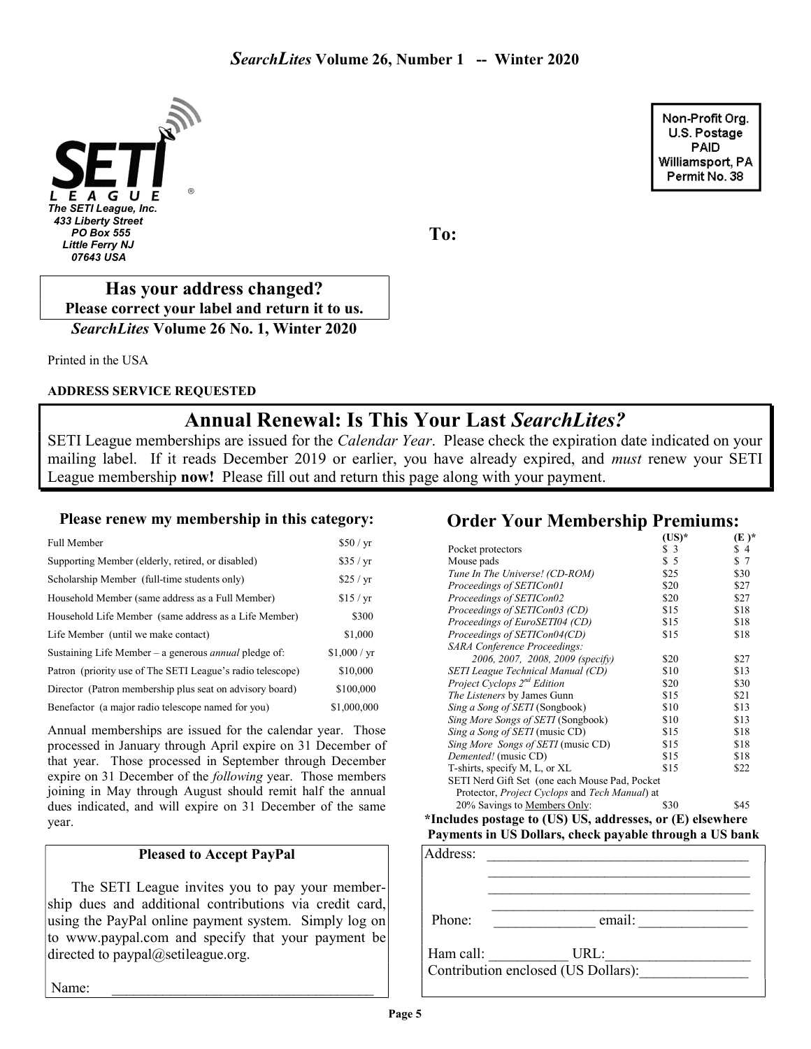The SETI League, Inc.
433 Liberty Street
PO Box 555
Little Ferry NJ
07643 USA

Non-Profit Org.
U.S. Postage
PAID
Williamsport, PA
Permit No. 38

**To:**

**Has your address changed?**
**Please correct your label and return it to us.**
***SearchLites* Volume 26 No. 1, Winter 2020**

Printed in the USA

**ADDRESS SERVICE REQUESTED**

## Annual Renewal: Is This Your Last *SearchLites?*

SETI League memberships are issued for the *Calendar Year*. Please check the expiration date indicated on your mailing label. If it reads December 2019 or earlier, you have already expired, and *must* renew your SETI League membership **now!** Please fill out and return this page along with your payment.

### Please renew my membership in this category:

| | |
|---|---|
| Full Member | $50 / yr |
| Supporting Member (elderly, retired, or disabled) | $35 / yr |
| Scholarship Member (full-time students only) | $25 / yr |
| Household Member (same address as a Full Member) | $15 / yr |
| Household Life Member (same address as a Life Member) | $300 |
| Life Member (until we make contact) | $1,000 |
| Sustaining Life Member – a generous *annual* pledge of: | $1,000 / yr |
| Patron (priority use of The SETI League's radio telescope) | $10,000 |
| Director (Patron membership plus seat on advisory board) | $100,000 |
| Benefactor (a major radio telescope named for you) | $1,000,000 |

Annual memberships are issued for the calendar year. Those processed in January through April expire on 31 December of that year. Those processed in September through December expire on 31 December of the *following* year. Those members joining in May through August should remit half the annual dues indicated, and will expire on 31 December of the same year.

**Pleased to Accept PayPal**

The SETI League invites you to pay your membership dues and additional contributions via credit card, using the PayPal online payment system. Simply log on to www.paypal.com and specify that your payment be directed to paypal@setileague.org.

Name: ____________________________________

## Order Your Membership Premiums:

| | (US)* | (E)* |
|---|---|---|
| Pocket protectors | $ 3 | $ 4 |
| Mouse pads | $ 5 | $ 7 |
| *Tune In The Universe! (CD-ROM)* | $25 | $30 |
| *Proceedings of SETICon01* | $20 | $27 |
| *Proceedings of SETICon02* | $20 | $27 |
| *Proceedings of SETICon03 (CD)* | $15 | $18 |
| *Proceedings of EuroSETI04 (CD)* | $15 | $18 |
| *Proceedings of SETICon04(CD)* | $15 | $18 |
| *SARA Conference Proceedings: 2006, 2007, 2008, 2009 (specify)* | $20 | $27 |
| *SETI League Technical Manual (CD)* | $10 | $13 |
| *Project Cyclops 2nd Edition* | $20 | $30 |
| *The Listeners* by James Gunn | $15 | $21 |
| *Sing a Song of SETI* (Songbook) | $10 | $13 |
| *Sing More Songs of SETI* (Songbook) | $10 | $13 |
| *Sing a Song of SETI* (music CD) | $15 | $18 |
| *Sing More Songs of SETI* (music CD) | $15 | $18 |
| *Demented!* (music CD) | $15 | $18 |
| T-shirts, specify M, L, or XL | $15 | $22 |
| SETI Nerd Gift Set (one each Mouse Pad, Pocket Protector, *Project Cyclops* and *Tech Manual*) at 20% Savings to Members Only: | $30 | $45 |

**\*Includes postage to (US) US, addresses, or (E) elsewhere**
**Payments in US Dollars, check payable through a US bank**

Address: ____________________________________
____________________________________
____________________________________
____________________________________

Phone: ______________ email: ______________

Ham call: ___________ URL: ____________________
Contribution enclosed (US Dollars): ______________